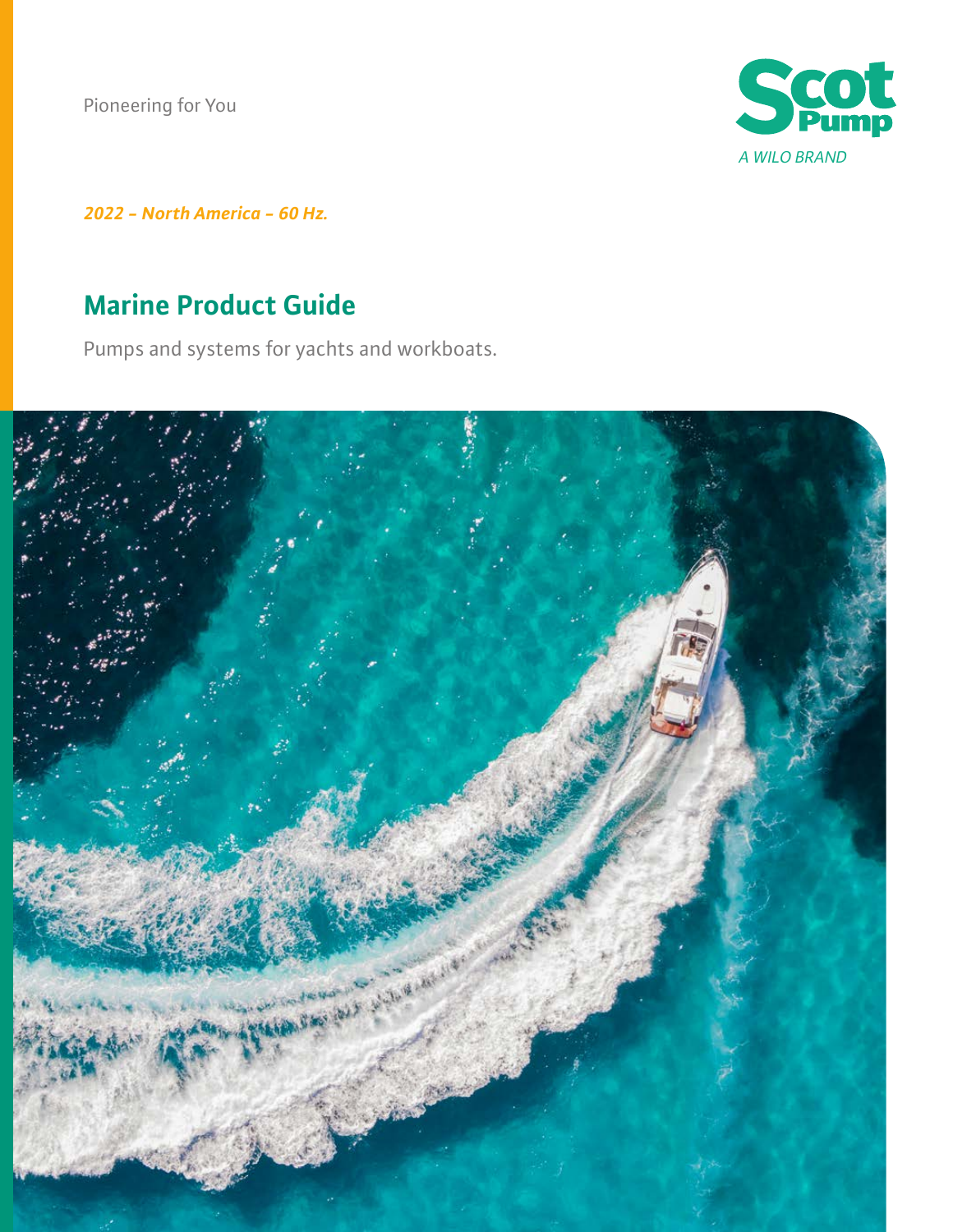Pioneering for You

Scot Pump
*A WILO BRAND*

***2022 – North America – 60 Hz.***

# Marine Product Guide

Pumps and systems for yachts and workboats.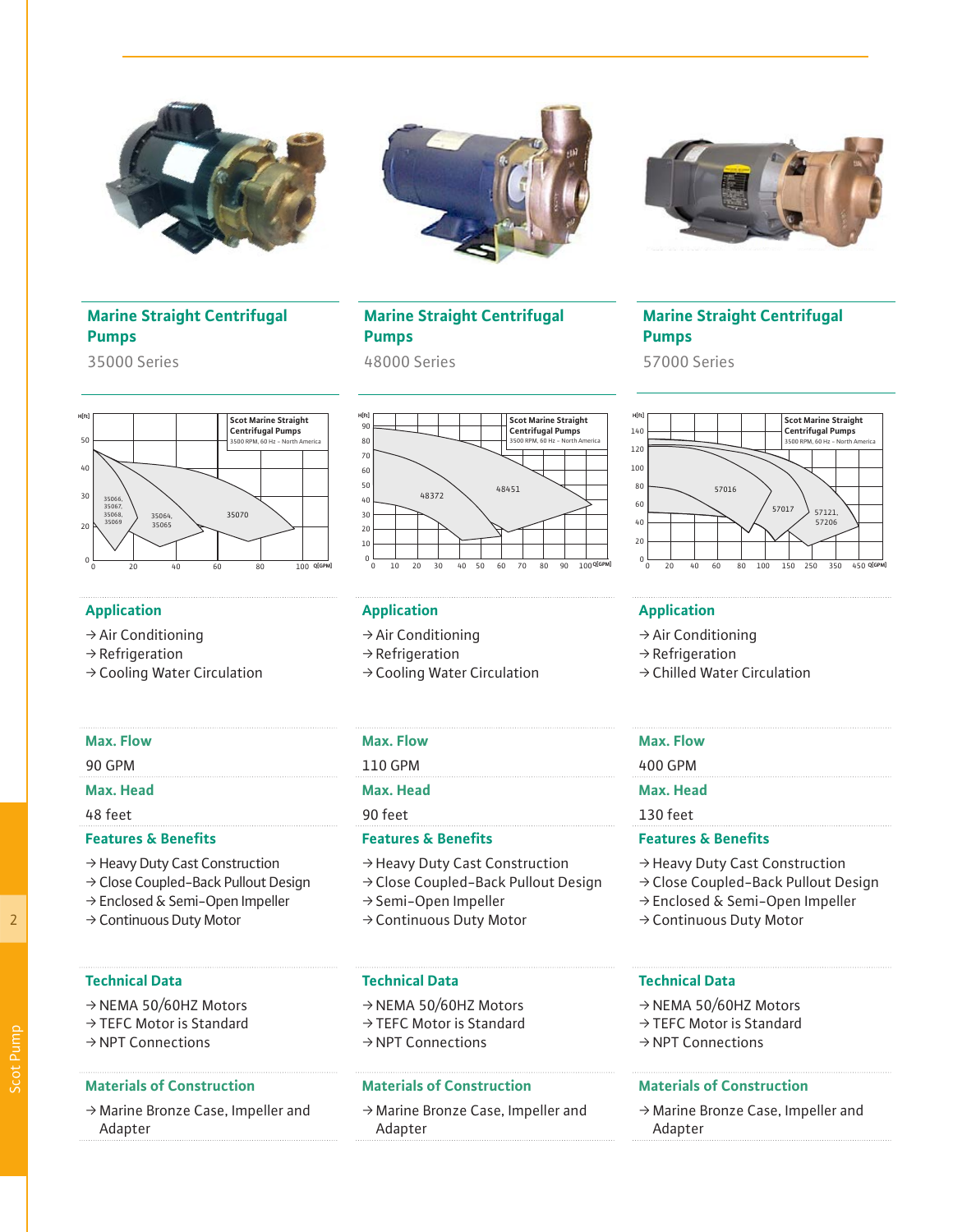## Marine Straight Centrifugal Pumps

35000 Series

### Application

→ Air Conditioning
→ Refrigeration
→ Cooling Water Circulation

### Max. Flow

90 GPM

### Max. Head

48 feet

### Features & Benefits

→ Heavy Duty Cast Construction
→ Close Coupled-Back Pullout Design
→ Enclosed & Semi-Open Impeller
→ Continuous Duty Motor

### Technical Data

→ NEMA 50/60HZ Motors
→ TEFC Motor is Standard
→ NPT Connections

### Materials of Construction

→ Marine Bronze Case, Impeller and Adapter

## Marine Straight Centrifugal Pumps

48000 Series

### Application

→ Air Conditioning
→ Refrigeration
→ Cooling Water Circulation

### Max. Flow

110 GPM

### Max. Head

90 feet

### Features & Benefits

→ Heavy Duty Cast Construction
→ Close Coupled-Back Pullout Design
→ Semi-Open Impeller
→ Continuous Duty Motor

### Technical Data

→ NEMA 50/60HZ Motors
→ TEFC Motor is Standard
→ NPT Connections

### Materials of Construction

→ Marine Bronze Case, Impeller and Adapter

## Marine Straight Centrifugal Pumps

57000 Series

### Application

→ Air Conditioning
→ Refrigeration
→ Chilled Water Circulation

### Max. Flow

400 GPM

### Max. Head

130 feet

### Features & Benefits

→ Heavy Duty Cast Construction
→ Close Coupled-Back Pullout Design
→ Enclosed & Semi-Open Impeller
→ Continuous Duty Motor

### Technical Data

→ NEMA 50/60HZ Motors
→ TEFC Motor is Standard
→ NPT Connections

### Materials of Construction

→ Marine Bronze Case, Impeller and Adapter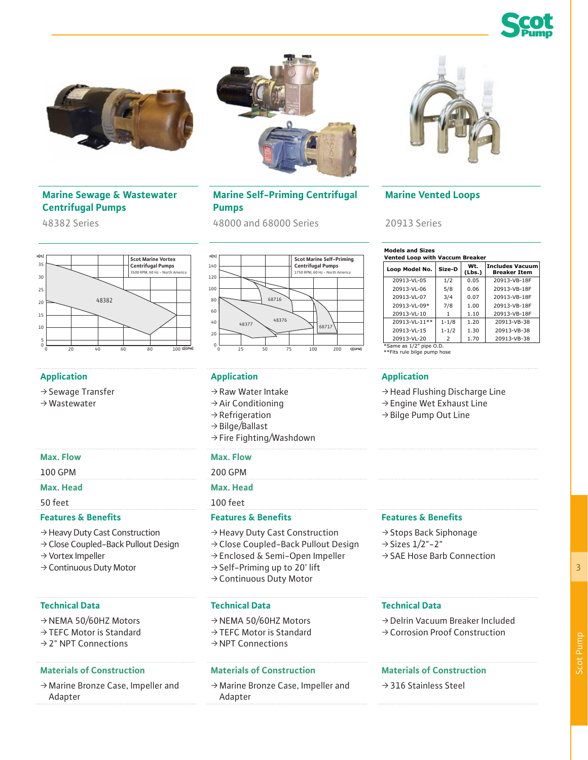## Marine Sewage & Wastewater Centrifugal Pumps

48382 Series

### Application

- → Sewage Transfer
- → Wastewater

### Max. Flow

100 GPM

### Max. Head

50 feet

### Features & Benefits

- → Heavy Duty Cast Construction
- → Close Coupled-Back Pullout Design
- → Vortex Impeller
- → Continuous Duty Motor

### Technical Data

- → NEMA 50/60HZ Motors
- → TEFC Motor is Standard
- → 2" NPT Connections

### Materials of Construction

- → Marine Bronze Case, Impeller and Adapter

## Marine Self-Priming Centrifugal Pumps

48000 and 68000 Series

### Application

- → Raw Water Intake
- → Air Conditioning
- → Refrigeration
- → Bilge/Ballast
- → Fire Fighting/Washdown

### Max. Flow

200 GPM

### Max. Head

100 feet

### Features & Benefits

- → Heavy Duty Cast Construction
- → Close Coupled-Back Pullout Design
- → Enclosed & Semi-Open Impeller
- → Self-Priming up to 20' lift
- → Continuous Duty Motor

### Technical Data

- → NEMA 50/60HZ Motors
- → TEFC Motor is Standard
- → NPT Connections

### Materials of Construction

- → Marine Bronze Case, Impeller and Adapter

## Marine Vented Loops

20913 Series

**Models and Sizes**
**Vented Loop with Vaccum Breaker**

| Loop Model No. | Size-D | Wt. (Lbs.) | Includes Vacuum Breaker Item |
|---|---|---|---|
| 20913-VL-05 | 1/2 | 0.05 | 20913-VB-18F |
| 20913-VL-06 | 5/8 | 0.06 | 20913-VB-18F |
| 20913-VL-07 | 3/4 | 0.07 | 20913-VB-18F |
| 20913-VL-09* | 7/8 | 1.00 | 20913-VB-18F |
| 20913-VL-10 | 1 | 1.10 | 20913-VB-18F |
| 20913-VL-11** | 1-1/8 | 1.20 | 20913-VB-38 |
| 20913-VL-15 | 1-1/2 | 1.30 | 20913-VB-38 |
| 20913-VL-20 | 2 | 1.70 | 20913-VB-38 |

*Same as 1/2" pipe O.D.
**Fits rule bilge pump hose

### Application

- → Head Flushing Discharge Line
- → Engine Wet Exhaust Line
- → Bilge Pump Out Line

### Features & Benefits

- → Stops Back Siphonage
- → Sizes 1/2"-2"
- → SAE Hose Barb Connection

### Technical Data

- → Delrin Vacuum Breaker Included
- → Corrosion Proof Construction

### Materials of Construction

- → 316 Stainless Steel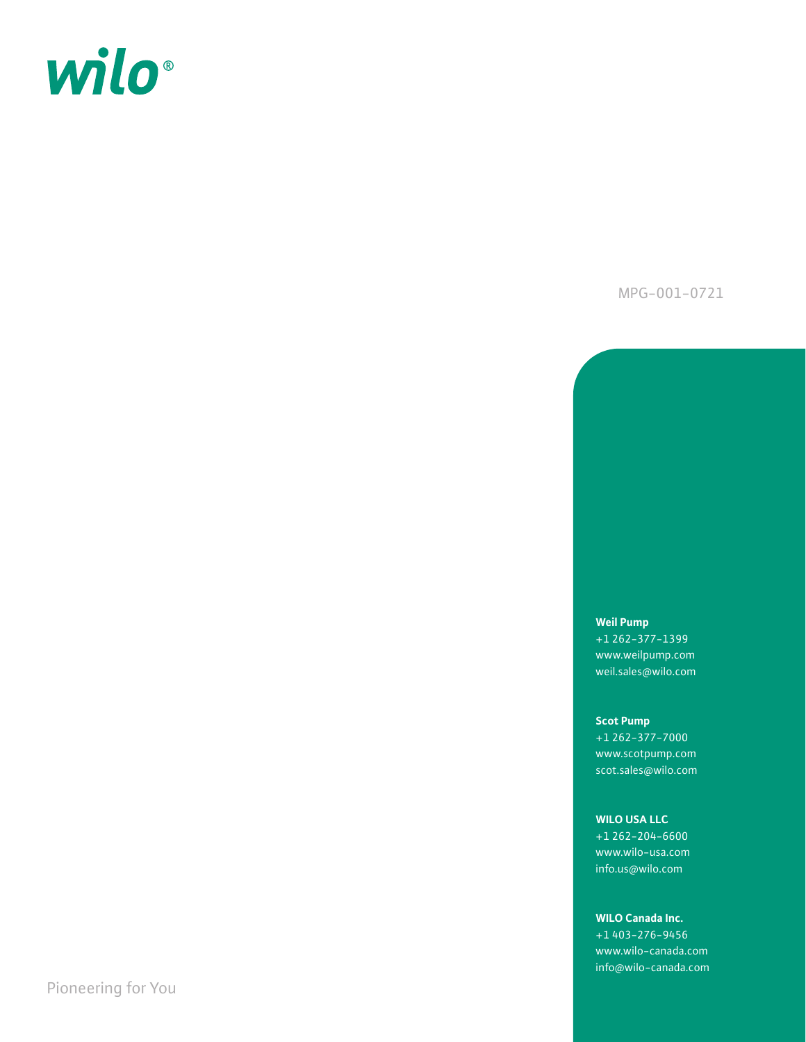wilo®

MPG-001-0721

**Weil Pump**
+1 262-377-1399
www.weilpump.com
weil.sales@wilo.com

**Scot Pump**
+1 262-377-7000
www.scotpump.com
scot.sales@wilo.com

**WILO USA LLC**
+1 262-204-6600
www.wilo-usa.com
info.us@wilo.com

**WILO Canada Inc.**
+1 403-276-9456
www.wilo-canada.com
info@wilo-canada.com

Pioneering for You